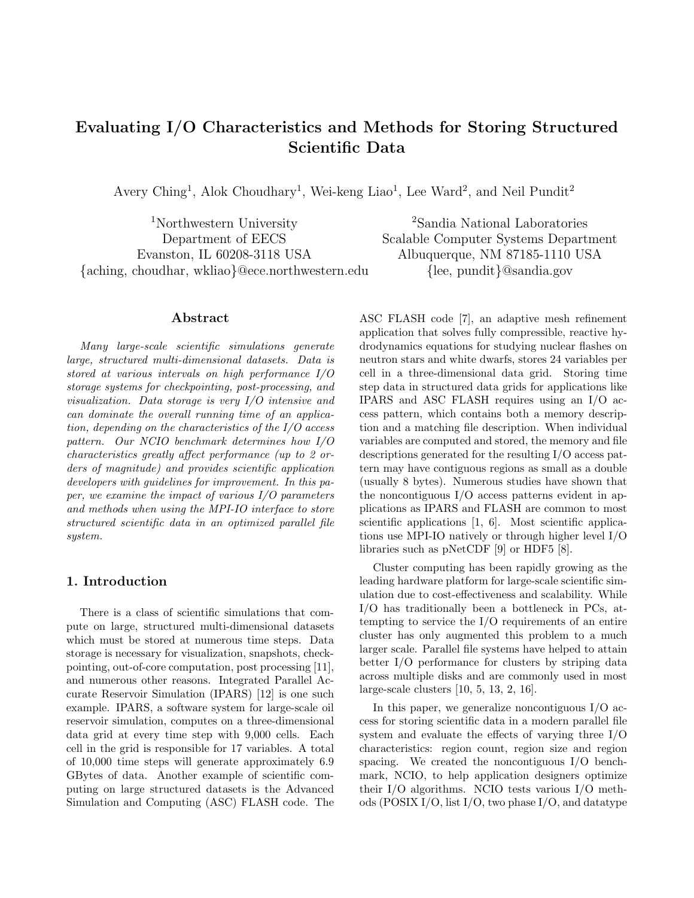# Evaluating I/O Characteristics and Methods for Storing Structured Scientific Data

Avery Ching[1], Alok Choudhary[1], Wei-keng Liao[1], Lee Ward[2], and Neil Pundit[2]

[1]Northwestern University
Department of EECS
Evanston, IL 60208-3118 USA
{aching, choudhar, wkliao}@ece.northwestern.edu

[2]Sandia National Laboratories
Scalable Computer Systems Department
Albuquerque, NM 87185-1110 USA
{lee, pundit}@sandia.gov

## Abstract

*Many large-scale scientific simulations generate large, structured multi-dimensional datasets. Data is stored at various intervals on high performance I/O storage systems for checkpointing, post-processing, and visualization. Data storage is very I/O intensive and can dominate the overall running time of an application, depending on the characteristics of the I/O access pattern. Our NCIO benchmark determines how I/O characteristics greatly affect performance (up to 2 orders of magnitude) and provides scientific application developers with guidelines for improvement. In this paper, we examine the impact of various I/O parameters and methods when using the MPI-IO interface to store structured scientific data in an optimized parallel file system.*

## 1. Introduction

There is a class of scientific simulations that compute on large, structured multi-dimensional datasets which must be stored at numerous time steps. Data storage is necessary for visualization, snapshots, checkpointing, out-of-core computation, post processing [11], and numerous other reasons. Integrated Parallel Accurate Reservoir Simulation (IPARS) [12] is one such example. IPARS, a software system for large-scale oil reservoir simulation, computes on a three-dimensional data grid at every time step with 9,000 cells. Each cell in the grid is responsible for 17 variables. A total of 10,000 time steps will generate approximately 6.9 GBytes of data. Another example of scientific computing on large structured datasets is the Advanced Simulation and Computing (ASC) FLASH code. The ASC FLASH code [7], an adaptive mesh refinement application that solves fully compressible, reactive hydrodynamics equations for studying nuclear flashes on neutron stars and white dwarfs, stores 24 variables per cell in a three-dimensional data grid. Storing time step data in structured data grids for applications like IPARS and ASC FLASH requires using an I/O access pattern, which contains both a memory description and a matching file description. When individual variables are computed and stored, the memory and file descriptions generated for the resulting I/O access pattern may have contiguous regions as small as a double (usually 8 bytes). Numerous studies have shown that the noncontiguous I/O access patterns evident in applications as IPARS and FLASH are common to most scientific applications [1, 6]. Most scientific applications use MPI-IO natively or through higher level I/O libraries such as pNetCDF [9] or HDF5 [8].

Cluster computing has been rapidly growing as the leading hardware platform for large-scale scientific simulation due to cost-effectiveness and scalability. While I/O has traditionally been a bottleneck in PCs, attempting to service the I/O requirements of an entire cluster has only augmented this problem to a much larger scale. Parallel file systems have helped to attain better I/O performance for clusters by striping data across multiple disks and are commonly used in most large-scale clusters [10, 5, 13, 2, 16].

In this paper, we generalize noncontiguous I/O access for storing scientific data in a modern parallel file system and evaluate the effects of varying three I/O characteristics: region count, region size and region spacing. We created the noncontiguous I/O benchmark, NCIO, to help application designers optimize their I/O algorithms. NCIO tests various I/O methods (POSIX I/O, list I/O, two phase I/O, and datatype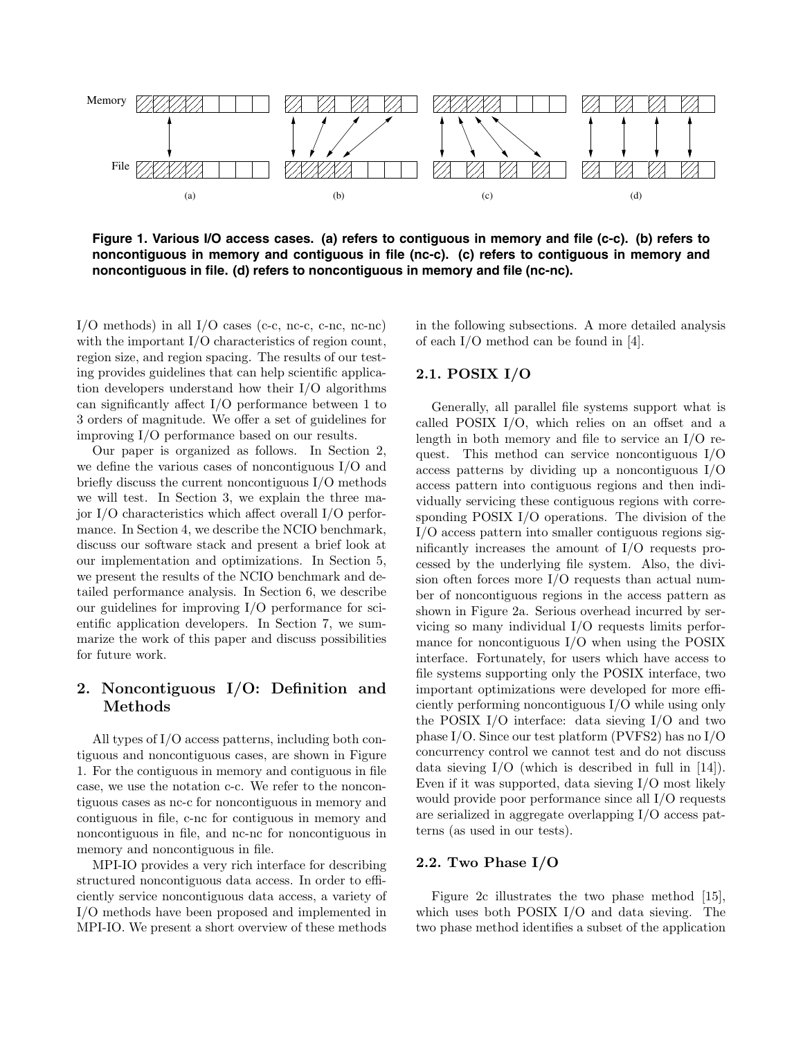Memory

File

(a)

(b)

(c)

(d)

**Figure 1. Various I/O access cases. (a) refers to contiguous in memory and file (c-c). (b) refers to noncontiguous in memory and contiguous in file (nc-c). (c) refers to contiguous in memory and noncontiguous in file. (d) refers to noncontiguous in memory and file (nc-nc).**

I/O methods) in all I/O cases (c-c, nc-c, c-nc, nc-nc) with the important I/O characteristics of region count, region size, and region spacing. The results of our testing provides guidelines that can help scientific application developers understand how their I/O algorithms can significantly affect I/O performance between 1 to 3 orders of magnitude. We offer a set of guidelines for improving I/O performance based on our results.

Our paper is organized as follows. In Section 2, we define the various cases of noncontiguous I/O and briefly discuss the current noncontiguous I/O methods we will test. In Section 3, we explain the three major I/O characteristics which affect overall I/O performance. In Section 4, we describe the NCIO benchmark, discuss our software stack and present a brief look at our implementation and optimizations. In Section 5, we present the results of the NCIO benchmark and detailed performance analysis. In Section 6, we describe our guidelines for improving I/O performance for scientific application developers. In Section 7, we summarize the work of this paper and discuss possibilities for future work.

## 2. Noncontiguous I/O: Definition and Methods

All types of I/O access patterns, including both contiguous and noncontiguous cases, are shown in Figure 1. For the contiguous in memory and contiguous in file case, we use the notation c-c. We refer to the noncontiguous cases as nc-c for noncontiguous in memory and contiguous in file, c-nc for contiguous in memory and noncontiguous in file, and nc-nc for noncontiguous in memory and noncontiguous in file.

MPI-IO provides a very rich interface for describing structured noncontiguous data access. In order to efficiently service noncontiguous data access, a variety of I/O methods have been proposed and implemented in MPI-IO. We present a short overview of these methods in the following subsections. A more detailed analysis of each I/O method can be found in [4].

### 2.1. POSIX I/O

Generally, all parallel file systems support what is called POSIX I/O, which relies on an offset and a length in both memory and file to service an I/O request. This method can service noncontiguous I/O access patterns by dividing up a noncontiguous I/O access pattern into contiguous regions and then individually servicing these contiguous regions with corresponding POSIX I/O operations. The division of the I/O access pattern into smaller contiguous regions significantly increases the amount of I/O requests processed by the underlying file system. Also, the division often forces more I/O requests than actual number of noncontiguous regions in the access pattern as shown in Figure 2a. Serious overhead incurred by servicing so many individual I/O requests limits performance for noncontiguous I/O when using the POSIX interface. Fortunately, for users which have access to file systems supporting only the POSIX interface, two important optimizations were developed for more efficiently performing noncontiguous I/O while using only the POSIX I/O interface: data sieving I/O and two phase I/O. Since our test platform (PVFS2) has no I/O concurrency control we cannot test and do not discuss data sieving I/O (which is described in full in [14]). Even if it was supported, data sieving I/O most likely would provide poor performance since all I/O requests are serialized in aggregate overlapping I/O access patterns (as used in our tests).

### 2.2. Two Phase I/O

Figure 2c illustrates the two phase method [15], which uses both POSIX I/O and data sieving. The two phase method identifies a subset of the application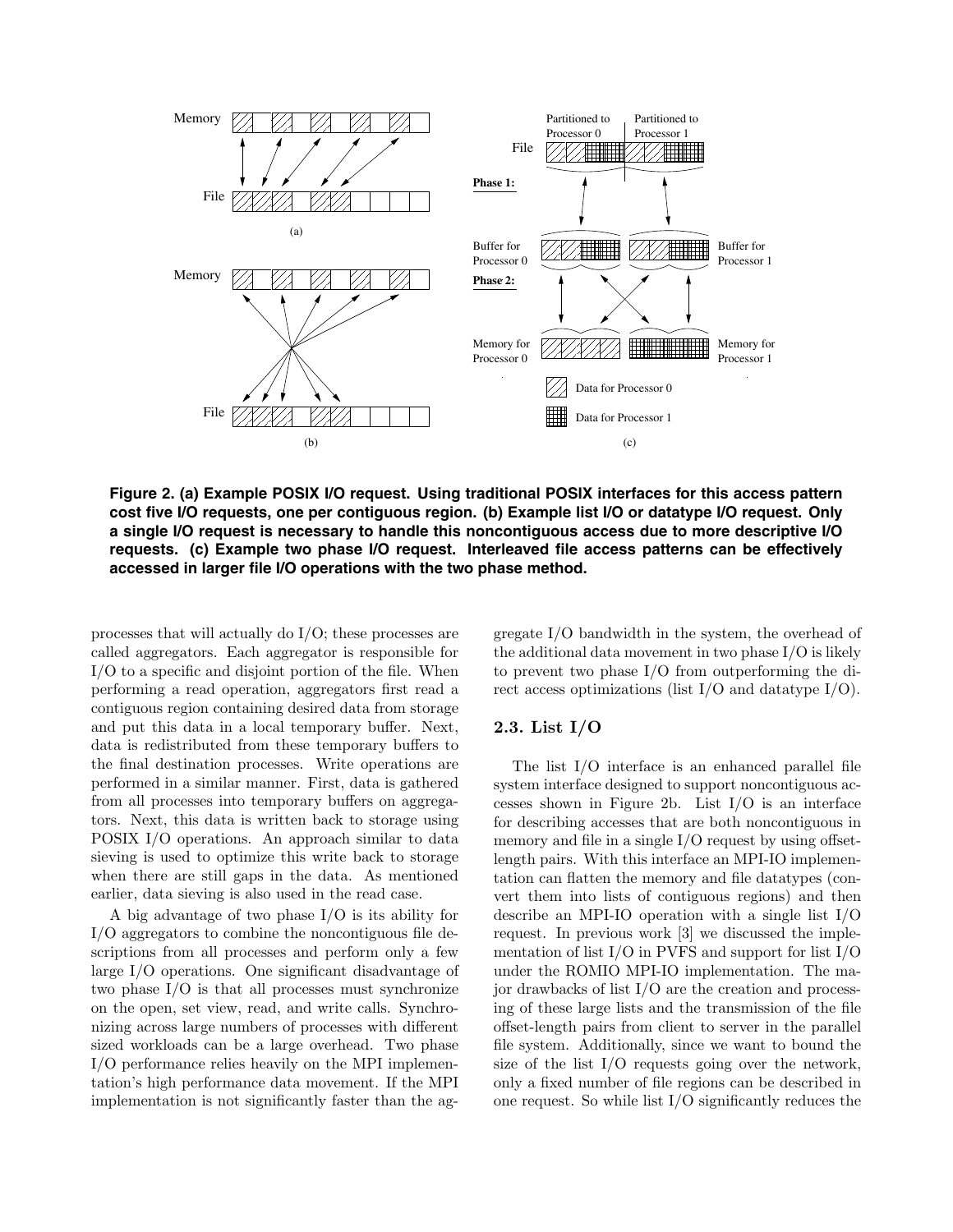Memory

File

(a)

Memory

File

(b)

Partitioned to Processor 0

Partitioned to Processor 1

File

Phase 1:

Buffer for Processor 0

Buffer for Processor 1

Phase 2:

Memory for Processor 0

Memory for Processor 1

Data for Processor 0

Data for Processor 1

(c)

**Figure 2. (a) Example POSIX I/O request. Using traditional POSIX interfaces for this access pattern cost five I/O requests, one per contiguous region. (b) Example list I/O or datatype I/O request. Only a single I/O request is necessary to handle this noncontiguous access due to more descriptive I/O requests. (c) Example two phase I/O request. Interleaved file access patterns can be effectively accessed in larger file I/O operations with the two phase method.**

processes that will actually do I/O; these processes are called aggregators. Each aggregator is responsible for I/O to a specific and disjoint portion of the file. When performing a read operation, aggregators first read a contiguous region containing desired data from storage and put this data in a local temporary buffer. Next, data is redistributed from these temporary buffers to the final destination processes. Write operations are performed in a similar manner. First, data is gathered from all processes into temporary buffers on aggregators. Next, this data is written back to storage using POSIX I/O operations. An approach similar to data sieving is used to optimize this write back to storage when there are still gaps in the data. As mentioned earlier, data sieving is also used in the read case.

A big advantage of two phase I/O is its ability for I/O aggregators to combine the noncontiguous file descriptions from all processes and perform only a few large I/O operations. One significant disadvantage of two phase I/O is that all processes must synchronize on the open, set view, read, and write calls. Synchronizing across large numbers of processes with different sized workloads can be a large overhead. Two phase I/O performance relies heavily on the MPI implementation's high performance data movement. If the MPI implementation is not significantly faster than the aggregate I/O bandwidth in the system, the overhead of the additional data movement in two phase I/O is likely to prevent two phase I/O from outperforming the direct access optimizations (list I/O and datatype I/O).

### 2.3. List I/O

The list I/O interface is an enhanced parallel file system interface designed to support noncontiguous accesses shown in Figure 2b. List I/O is an interface for describing accesses that are both noncontiguous in memory and file in a single I/O request by using offset-length pairs. With this interface an MPI-IO implementation can flatten the memory and file datatypes (convert them into lists of contiguous regions) and then describe an MPI-IO operation with a single list I/O request. In previous work [3] we discussed the implementation of list I/O in PVFS and support for list I/O under the ROMIO MPI-IO implementation. The major drawbacks of list I/O are the creation and processing of these large lists and the transmission of the file offset-length pairs from client to server in the parallel file system. Additionally, since we want to bound the size of the list I/O requests going over the network, only a fixed number of file regions can be described in one request. So while list I/O significantly reduces the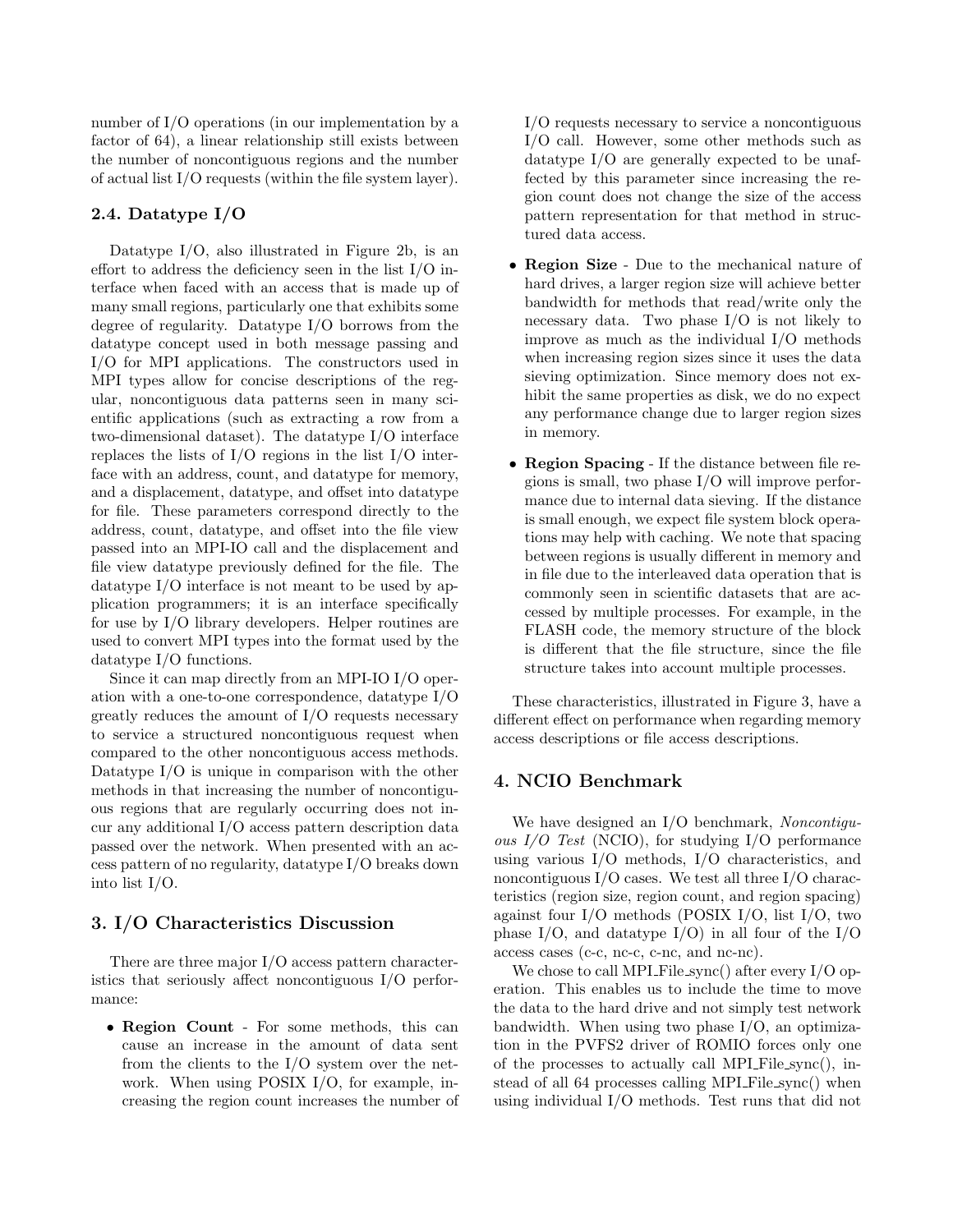number of I/O operations (in our implementation by a factor of 64), a linear relationship still exists between the number of noncontiguous regions and the number of actual list I/O requests (within the file system layer).

### 2.4. Datatype I/O

Datatype I/O, also illustrated in Figure 2b, is an effort to address the deficiency seen in the list I/O interface when faced with an access that is made up of many small regions, particularly one that exhibits some degree of regularity. Datatype I/O borrows from the datatype concept used in both message passing and I/O for MPI applications. The constructors used in MPI types allow for concise descriptions of the regular, noncontiguous data patterns seen in many scientific applications (such as extracting a row from a two-dimensional dataset). The datatype I/O interface replaces the lists of I/O regions in the list I/O interface with an address, count, and datatype for memory, and a displacement, datatype, and offset into datatype for file. These parameters correspond directly to the address, count, datatype, and offset into the file view passed into an MPI-IO call and the displacement and file view datatype previously defined for the file. The datatype I/O interface is not meant to be used by application programmers; it is an interface specifically for use by I/O library developers. Helper routines are used to convert MPI types into the format used by the datatype I/O functions.

Since it can map directly from an MPI-IO I/O operation with a one-to-one correspondence, datatype I/O greatly reduces the amount of I/O requests necessary to service a structured noncontiguous request when compared to the other noncontiguous access methods. Datatype I/O is unique in comparison with the other methods in that increasing the number of noncontiguous regions that are regularly occurring does not incur any additional I/O access pattern description data passed over the network. When presented with an access pattern of no regularity, datatype I/O breaks down into list I/O.

## 3. I/O Characteristics Discussion

There are three major I/O access pattern characteristics that seriously affect noncontiguous I/O performance:

- **Region Count** - For some methods, this can cause an increase in the amount of data sent from the clients to the I/O system over the network. When using POSIX I/O, for example, increasing the region count increases the number of I/O requests necessary to service a noncontiguous I/O call. However, some other methods such as datatype I/O are generally expected to be unaffected by this parameter since increasing the region count does not change the size of the access pattern representation for that method in structured data access.
- **Region Size** - Due to the mechanical nature of hard drives, a larger region size will achieve better bandwidth for methods that read/write only the necessary data. Two phase I/O is not likely to improve as much as the individual I/O methods when increasing region sizes since it uses the data sieving optimization. Since memory does not exhibit the same properties as disk, we do no expect any performance change due to larger region sizes in memory.
- **Region Spacing** - If the distance between file regions is small, two phase I/O will improve performance due to internal data sieving. If the distance is small enough, we expect file system block operations may help with caching. We note that spacing between regions is usually different in memory and in file due to the interleaved data operation that is commonly seen in scientific datasets that are accessed by multiple processes. For example, in the FLASH code, the memory structure of the block is different that the file structure, since the file structure takes into account multiple processes.

These characteristics, illustrated in Figure 3, have a different effect on performance when regarding memory access descriptions or file access descriptions.

## 4. NCIO Benchmark

We have designed an I/O benchmark, *Noncontiguous I/O Test* (NCIO), for studying I/O performance using various I/O methods, I/O characteristics, and noncontiguous I/O cases. We test all three I/O characteristics (region size, region count, and region spacing) against four I/O methods (POSIX I/O, list I/O, two phase I/O, and datatype I/O) in all four of the I/O access cases (c-c, nc-c, c-nc, and nc-nc).

We chose to call MPI_File_sync() after every I/O operation. This enables us to include the time to move the data to the hard drive and not simply test network bandwidth. When using two phase I/O, an optimization in the PVFS2 driver of ROMIO forces only one of the processes to actually call MPI_File_sync(), instead of all 64 processes calling MPI_File_sync() when using individual I/O methods. Test runs that did not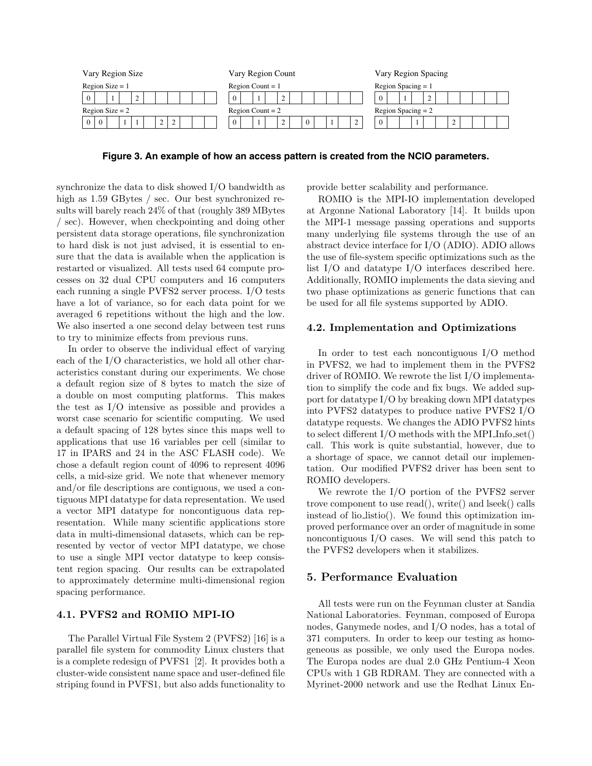Vary Region Size

Region Size = 1

0 1 2

Region Size = 2

0 0 1 1 2 2

Vary Region Count

Region Count = 1

0 1 2

Region Count = 2

0 1 2 0 1 2

Vary Region Spacing

Region Spacing = 1

0 1 2

Region Spacing = 2

0 1 2

**Figure 3. An example of how an access pattern is created from the NCIO parameters.**

synchronize the data to disk showed I/O bandwidth as high as 1.59 GBytes / sec. Our best synchronized results will barely reach 24% of that (roughly 389 MBytes / sec). However, when checkpointing and doing other persistent data storage operations, file synchronization to hard disk is not just advised, it is essential to ensure that the data is available when the application is restarted or visualized. All tests used 64 compute processes on 32 dual CPU computers and 16 computers each running a single PVFS2 server process. I/O tests have a lot of variance, so for each data point for we averaged 6 repetitions without the high and the low. We also inserted a one second delay between test runs to try to minimize effects from previous runs.

In order to observe the individual effect of varying each of the I/O characteristics, we hold all other characteristics constant during our experiments. We chose a default region size of 8 bytes to match the size of a double on most computing platforms. This makes the test as I/O intensive as possible and provides a worst case scenario for scientific computing. We used a default spacing of 128 bytes since this maps well to applications that use 16 variables per cell (similar to 17 in IPARS and 24 in the ASC FLASH code). We chose a default region count of 4096 to represent 4096 cells, a mid-size grid. We note that whenever memory and/or file descriptions are contiguous, we used a contiguous MPI datatype for data representation. We used a vector MPI datatype for noncontiguous data representation. While many scientific applications store data in multi-dimensional datasets, which can be represented by vector of vector MPI datatype, we chose to use a single MPI vector datatype to keep consistent region spacing. Our results can be extrapolated to approximately determine multi-dimensional region spacing performance.

### 4.1. PVFS2 and ROMIO MPI-IO

The Parallel Virtual File System 2 (PVFS2) [16] is a parallel file system for commodity Linux clusters that is a complete redesign of PVFS1 [2]. It provides both a cluster-wide consistent name space and user-defined file striping found in PVFS1, but also adds functionality to provide better scalability and performance.

ROMIO is the MPI-IO implementation developed at Argonne National Laboratory [14]. It builds upon the MPI-1 message passing operations and supports many underlying file systems through the use of an abstract device interface for I/O (ADIO). ADIO allows the use of file-system specific optimizations such as the list I/O and datatype I/O interfaces described here. Additionally, ROMIO implements the data sieving and two phase optimizations as generic functions that can be used for all file systems supported by ADIO.

### 4.2. Implementation and Optimizations

In order to test each noncontiguous I/O method in PVFS2, we had to implement them in the PVFS2 driver of ROMIO. We rewrote the list I/O implementation to simplify the code and fix bugs. We added support for datatype I/O by breaking down MPI datatypes into PVFS2 datatypes to produce native PVFS2 I/O datatype requests. We changes the ADIO PVFS2 hints to select different I/O methods with the MPI_Info_set() call. This work is quite substantial, however, due to a shortage of space, we cannot detail our implementation. Our modified PVFS2 driver has been sent to ROMIO developers.

We rewrote the I/O portion of the PVFS2 server trove component to use read(), write() and lseek() calls instead of lio_listio(). We found this optimization improved performance over an order of magnitude in some noncontiguous I/O cases. We will send this patch to the PVFS2 developers when it stabilizes.

## 5. Performance Evaluation

All tests were run on the Feynman cluster at Sandia National Laboratories. Feynman, composed of Europa nodes, Ganymede nodes, and I/O nodes, has a total of 371 computers. In order to keep our testing as homogeneous as possible, we only used the Europa nodes. The Europa nodes are dual 2.0 GHz Pentium-4 Xeon CPUs with 1 GB RDRAM. They are connected with a Myrinet-2000 network and use the Redhat Linux En-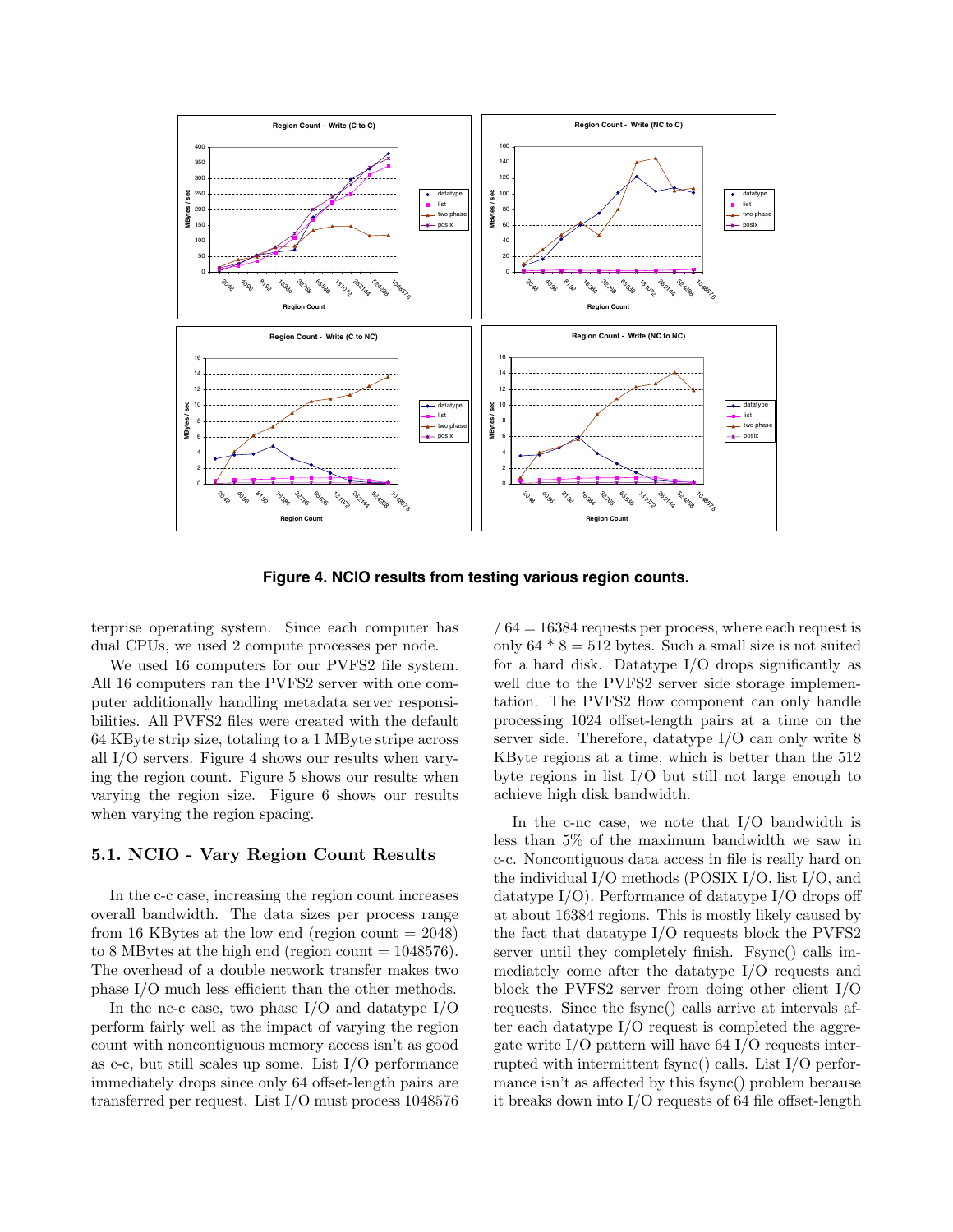Region Count - Write (C to C)

400
350
300
250
200
150
100
50
0

MBytes / sec

2048 4096 8192 16384 32768 65536 131072 262144 524288 1048576

Region Count

datatype
list
two phase
posix

Region Count - Write (NC to C)

160
140
120
100
80
60
40
20
0

MBytes / sec

2048 4096 8192 16384 32768 65536 131072 262144 524288 1048576

Region Count

datatype
list
two phase
posix

Region Count - Write (C to NC)

16
14
12
10
8
6
4
2
0

MBytes / sec

2048 4096 8192 16384 32768 65536 131072 262144 524288 1048576

Region Count

datatype
list
two phase
posix

Region Count - Write (NC to NC)

16
14
12
10
8
6
4
2
0

MBytes / sec

2048 4096 8192 16384 32768 65536 131072 262144 524288 1048576

Region Count

datatype
list
two phase
posix

**Figure 4. NCIO results from testing various region counts.**

terprise operating system. Since each computer has dual CPUs, we used 2 compute processes per node.

We used 16 computers for our PVFS2 file system. All 16 computers ran the PVFS2 server with one computer additionally handling metadata server responsibilities. All PVFS2 files were created with the default 64 KByte strip size, totaling to a 1 MByte stripe across all I/O servers. Figure 4 shows our results when varying the region count. Figure 5 shows our results when varying the region size. Figure 6 shows our results when varying the region spacing.

## 5.1. NCIO - Vary Region Count Results

In the c-c case, increasing the region count increases overall bandwidth. The data sizes per process range from 16 KBytes at the low end (region count = 2048) to 8 MBytes at the high end (region count = 1048576). The overhead of a double network transfer makes two phase I/O much less efficient than the other methods.

In the nc-c case, two phase I/O and datatype I/O perform fairly well as the impact of varying the region count with noncontiguous memory access isn't as good as c-c, but still scales up some. List I/O performance immediately drops since only 64 offset-length pairs are transferred per request. List I/O must process 1048576 / 64 = 16384 requests per process, where each request is only 64 * 8 = 512 bytes. Such a small size is not suited for a hard disk. Datatype I/O drops significantly as well due to the PVFS2 server side storage implementation. The PVFS2 flow component can only handle processing 1024 offset-length pairs at a time on the server side. Therefore, datatype I/O can only write 8 KByte regions at a time, which is better than the 512 byte regions in list I/O but still not large enough to achieve high disk bandwidth.

In the c-nc case, we note that I/O bandwidth is less than 5% of the maximum bandwidth we saw in c-c. Noncontiguous data access in file is really hard on the individual I/O methods (POSIX I/O, list I/O, and datatype I/O). Performance of datatype I/O drops off at about 16384 regions. This is mostly likely caused by the fact that datatype I/O requests block the PVFS2 server until they completely finish. Fsync() calls immediately come after the datatype I/O requests and block the PVFS2 server from doing other client I/O requests. Since the fsync() calls arrive at intervals after each datatype I/O request is completed the aggregate write I/O pattern will have 64 I/O requests interrupted with intermittent fsync() calls. List I/O performance isn't as affected by this fsync() problem because it breaks down into I/O requests of 64 file offset-length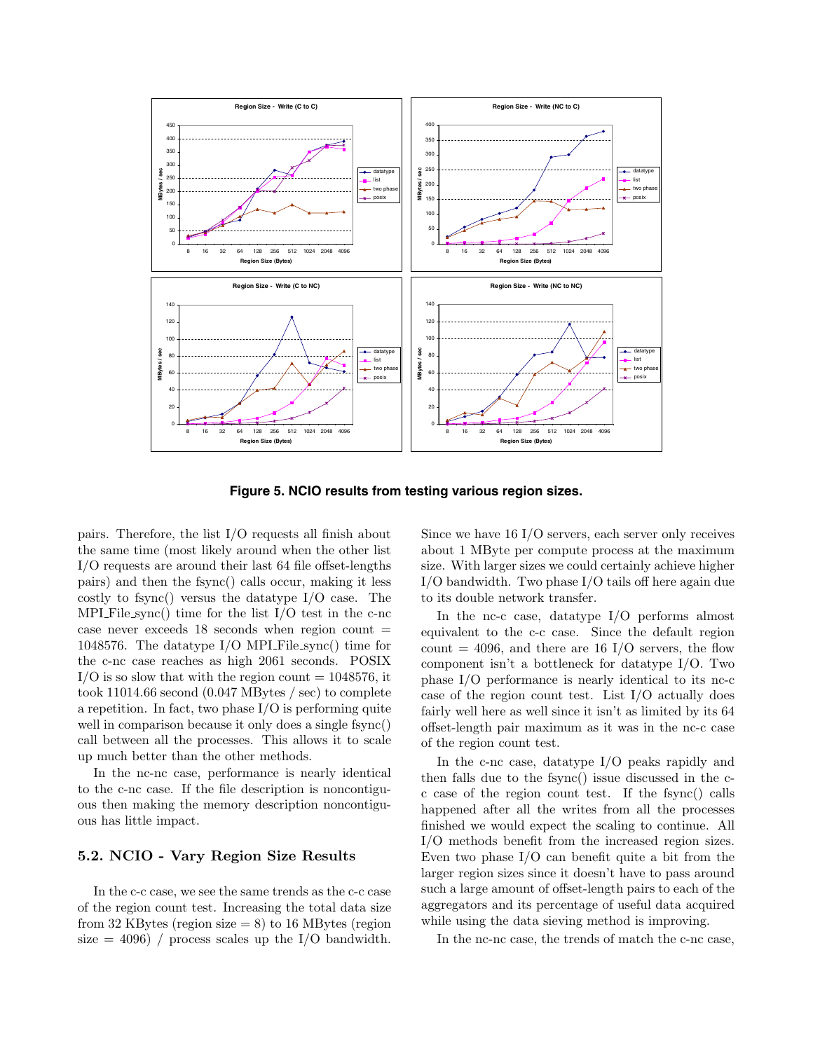Region Size - Write (C to C)

450
400
350
300
250
200
150
100
50
0

MBytes / sec

8 16 32 64 128 256 512 1024 2048 4096

Region Size (Bytes)

datatype
list
two phase
posix

Region Size - Write (NC to C)

400
350
300
250
200
150
100
50
0

MBytes / sec

8 16 32 64 128 256 512 1024 2048 4096

Region Size (Bytes)

datatype
list
two phase
posix

Region Size - Write (C to NC)

140
120
100
80
60
40
20
0

MBytes / sec

8 16 32 64 128 256 512 1024 2048 4096

Region Size (Bytes)

datatype
list
two phase
posix

Region Size - Write (NC to NC)

140
120
100
80
60
40
20
0

MBytes / sec

8 16 32 64 128 256 512 1024 2048 4096

Region Size (Bytes)

datatype
list
two phase
posix

**Figure 5. NCIO results from testing various region sizes.**

pairs. Therefore, the list I/O requests all finish about the same time (most likely around when the other list I/O requests are around their last 64 file offset-lengths pairs) and then the fsync() calls occur, making it less costly to fsync() versus the datatype I/O case. The MPI_File_sync() time for the list I/O test in the c-nc case never exceeds 18 seconds when region count = 1048576. The datatype I/O MPI_File_sync() time for the c-nc case reaches as high 2061 seconds. POSIX I/O is so slow that with the region count = 1048576, it took 11014.66 second (0.047 MBytes / sec) to complete a repetition. In fact, two phase I/O is performing quite well in comparison because it only does a single fsync() call between all the processes. This allows it to scale up much better than the other methods.

In the nc-nc case, performance is nearly identical to the c-nc case. If the file description is noncontiguous then making the memory description noncontiguous has little impact.

## 5.2. NCIO - Vary Region Size Results

In the c-c case, we see the same trends as the c-c case of the region count test. Increasing the total data size from 32 KBytes (region size = 8) to 16 MBytes (region size = 4096) / process scales up the I/O bandwidth. Since we have 16 I/O servers, each server only receives about 1 MByte per compute process at the maximum size. With larger sizes we could certainly achieve higher I/O bandwidth. Two phase I/O tails off here again due to its double network transfer.

In the nc-c case, datatype I/O performs almost equivalent to the c-c case. Since the default region count = 4096, and there are 16 I/O servers, the flow component isn't a bottleneck for datatype I/O. Two phase I/O performance is nearly identical to its nc-c case of the region count test. List I/O actually does fairly well here as well since it isn't as limited by its 64 offset-length pair maximum as it was in the nc-c case of the region count test.

In the c-nc case, datatype I/O peaks rapidly and then falls due to the fsync() issue discussed in the c-c case of the region count test. If the fsync() calls happened after all the writes from all the processes finished we would expect the scaling to continue. All I/O methods benefit from the increased region sizes. Even two phase I/O can benefit quite a bit from the larger region sizes since it doesn't have to pass around such a large amount of offset-length pairs to each of the aggregators and its percentage of useful data acquired while using the data sieving method is improving.

In the nc-nc case, the trends of match the c-nc case,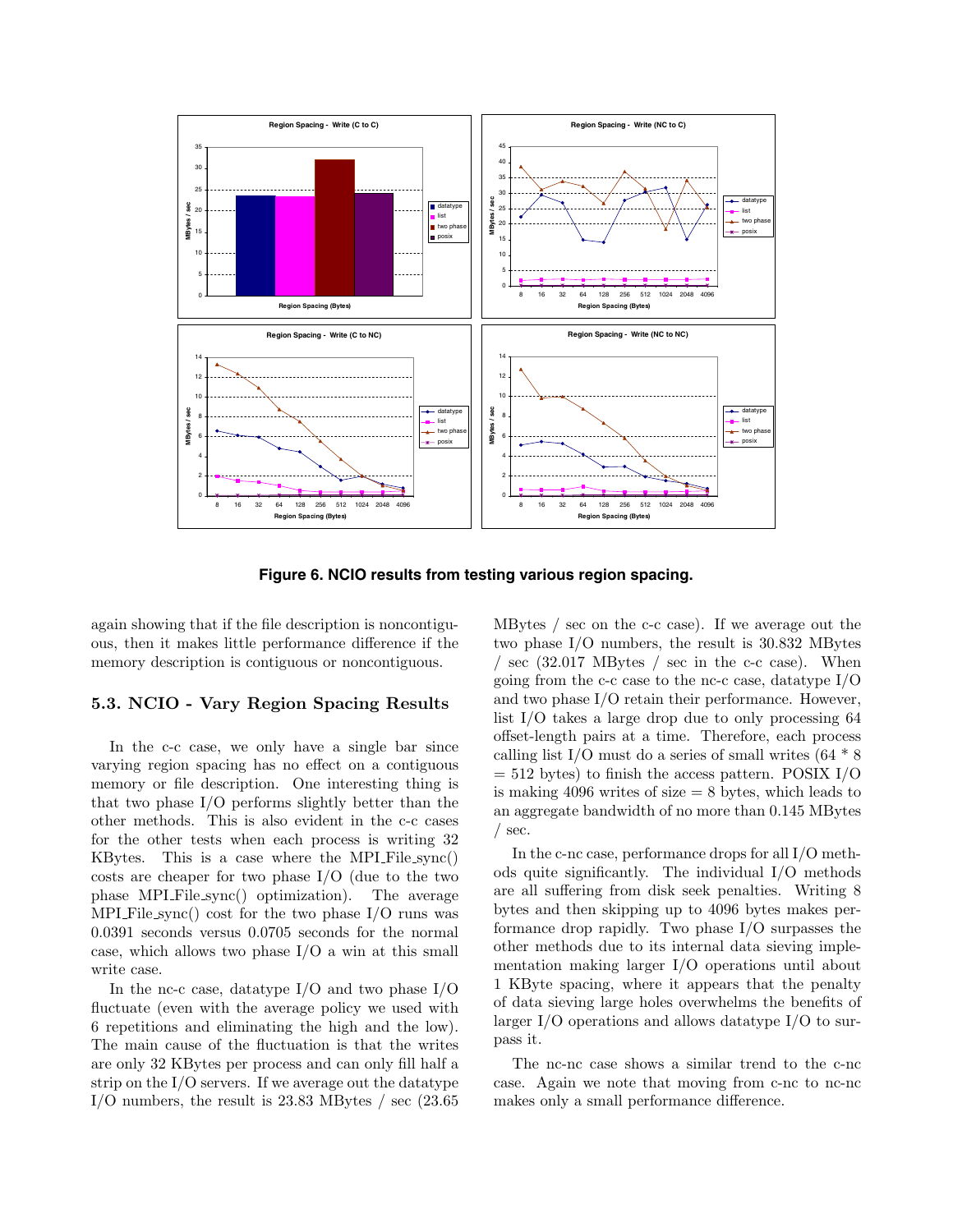Region Spacing - Write (C to C)

MBytes / sec

35
30
25
20
15
10
5
0

Region Spacing (Bytes)

datatype
list
two phase
posix

Region Spacing - Write (NC to C)

MBytes / sec

45
40
35
30
25
20
15
10
5
0

8 16 32 64 128 256 512 1024 2048 4096

Region Spacing (Bytes)

datatype
list
two phase
posix

Region Spacing - Write (C to NC)

MBytes / sec

14
12
10
8
6
4
2
0

8 16 32 64 128 256 512 1024 2048 4096

Region Spacing (Bytes)

datatype
list
two phase
posix

Region Spacing - Write (NC to NC)

MBytes / sec

14
12
10
8
6
4
2
0

8 16 32 64 128 256 512 1024 2048 4096

Region Spacing (Bytes)

datatype
list
two phase
posix

**Figure 6. NCIO results from testing various region spacing.**

again showing that if the file description is noncontiguous, then it makes little performance difference if the memory description is contiguous or noncontiguous.

### 5.3. NCIO - Vary Region Spacing Results

In the c-c case, we only have a single bar since varying region spacing has no effect on a contiguous memory or file description. One interesting thing is that two phase I/O performs slightly better than the other methods. This is also evident in the c-c cases for the other tests when each process is writing 32 KBytes. This is a case where the MPI_File_sync() costs are cheaper for two phase I/O (due to the two phase MPI_File_sync() optimization). The average MPI_File_sync() cost for the two phase I/O runs was 0.0391 seconds versus 0.0705 seconds for the normal case, which allows two phase I/O a win at this small write case.

In the nc-c case, datatype I/O and two phase I/O fluctuate (even with the average policy we used with 6 repetitions and eliminating the high and the low). The main cause of the fluctuation is that the writes are only 32 KBytes per process and can only fill half a strip on the I/O servers. If we average out the datatype I/O numbers, the result is 23.83 MBytes / sec (23.65 MBytes / sec on the c-c case). If we average out the two phase I/O numbers, the result is 30.832 MBytes / sec (32.017 MBytes / sec in the c-c case). When going from the c-c case to the nc-c case, datatype I/O and two phase I/O retain their performance. However, list I/O takes a large drop due to only processing 64 offset-length pairs at a time. Therefore, each process calling list I/O must do a series of small writes (64 * 8 = 512 bytes) to finish the access pattern. POSIX I/O is making 4096 writes of size = 8 bytes, which leads to an aggregate bandwidth of no more than 0.145 MBytes / sec.

In the c-nc case, performance drops for all I/O methods quite significantly. The individual I/O methods are all suffering from disk seek penalties. Writing 8 bytes and then skipping up to 4096 bytes makes performance drop rapidly. Two phase I/O surpasses the other methods due to its internal data sieving implementation making larger I/O operations until about 1 KByte spacing, where it appears that the penalty of data sieving large holes overwhelms the benefits of larger I/O operations and allows datatype I/O to surpass it.

The nc-nc case shows a similar trend to the c-nc case. Again we note that moving from c-nc to nc-nc makes only a small performance difference.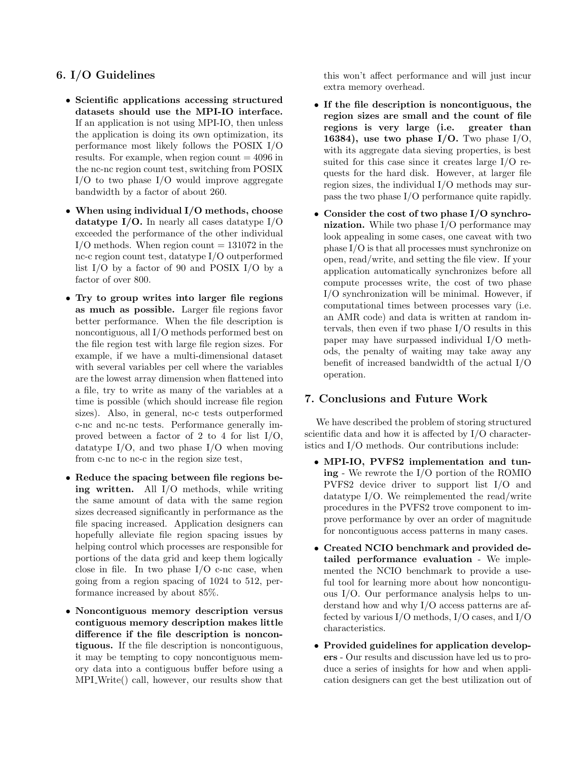## 6. I/O Guidelines

- **Scientific applications accessing structured datasets should use the MPI-IO interface.** If an application is not using MPI-IO, then unless the application is doing its own optimization, its performance most likely follows the POSIX I/O results. For example, when region count = 4096 in the nc-nc region count test, switching from POSIX I/O to two phase I/O would improve aggregate bandwidth by a factor of about 260.

- **When using individual I/O methods, choose datatype I/O.** In nearly all cases datatype I/O exceeded the performance of the other individual I/O methods. When region count = 131072 in the nc-c region count test, datatype I/O outperformed list I/O by a factor of 90 and POSIX I/O by a factor of over 800.

- **Try to group writes into larger file regions as much as possible.** Larger file regions favor better performance. When the file description is noncontiguous, all I/O methods performed best on the file region test with large file region sizes. For example, if we have a multi-dimensional dataset with several variables per cell where the variables are the lowest array dimension when flattened into a file, try to write as many of the variables at a time is possible (which should increase file region sizes). Also, in general, nc-c tests outperformed c-nc and nc-nc tests. Performance generally improved between a factor of 2 to 4 for list I/O, datatype I/O, and two phase I/O when moving from c-nc to nc-c in the region size test,

- **Reduce the spacing between file regions being written.** All I/O methods, while writing the same amount of data with the same region sizes decreased significantly in performance as the file spacing increased. Application designers can hopefully alleviate file region spacing issues by helping control which processes are responsible for portions of the data grid and keep them logically close in file. In two phase I/O c-nc case, when going from a region spacing of 1024 to 512, performance increased by about 85%.

- **Noncontiguous memory description versus contiguous memory description makes little difference if the file description is noncontiguous.** If the file description is noncontiguous, it may be tempting to copy noncontiguous memory data into a contiguous buffer before using a MPI_Write() call, however, our results show that this won't affect performance and will just incur extra memory overhead.

- **If the file description is noncontiguous, the region sizes are small and the count of file regions is very large (i.e. greater than 16384), use two phase I/O.** Two phase I/O, with its aggregate data sieving properties, is best suited for this case since it creates large I/O requests for the hard disk. However, at larger file region sizes, the individual I/O methods may surpass the two phase I/O performance quite rapidly.

- **Consider the cost of two phase I/O synchronization.** While two phase I/O performance may look appealing in some cases, one caveat with two phase I/O is that all processes must synchronize on open, read/write, and setting the file view. If your application automatically synchronizes before all compute processes write, the cost of two phase I/O synchronization will be minimal. However, if computational times between processes vary (i.e. an AMR code) and data is written at random intervals, then even if two phase I/O results in this paper may have surpassed individual I/O methods, the penalty of waiting may take away any benefit of increased bandwidth of the actual I/O operation.

## 7. Conclusions and Future Work

We have described the problem of storing structured scientific data and how it is affected by I/O characteristics and I/O methods. Our contributions include:

- **MPI-IO, PVFS2 implementation and tuning** - We rewrote the I/O portion of the ROMIO PVFS2 device driver to support list I/O and datatype I/O. We reimplemented the read/write procedures in the PVFS2 trove component to improve performance by over an order of magnitude for noncontiguous access patterns in many cases.

- **Created NCIO benchmark and provided detailed performance evaluation** - We implemented the NCIO benchmark to provide a useful tool for learning more about how noncontiguous I/O. Our performance analysis helps to understand how and why I/O access patterns are affected by various I/O methods, I/O cases, and I/O characteristics.

- **Provided guidelines for application developers** - Our results and discussion have led us to produce a series of insights for how and when application designers can get the best utilization out of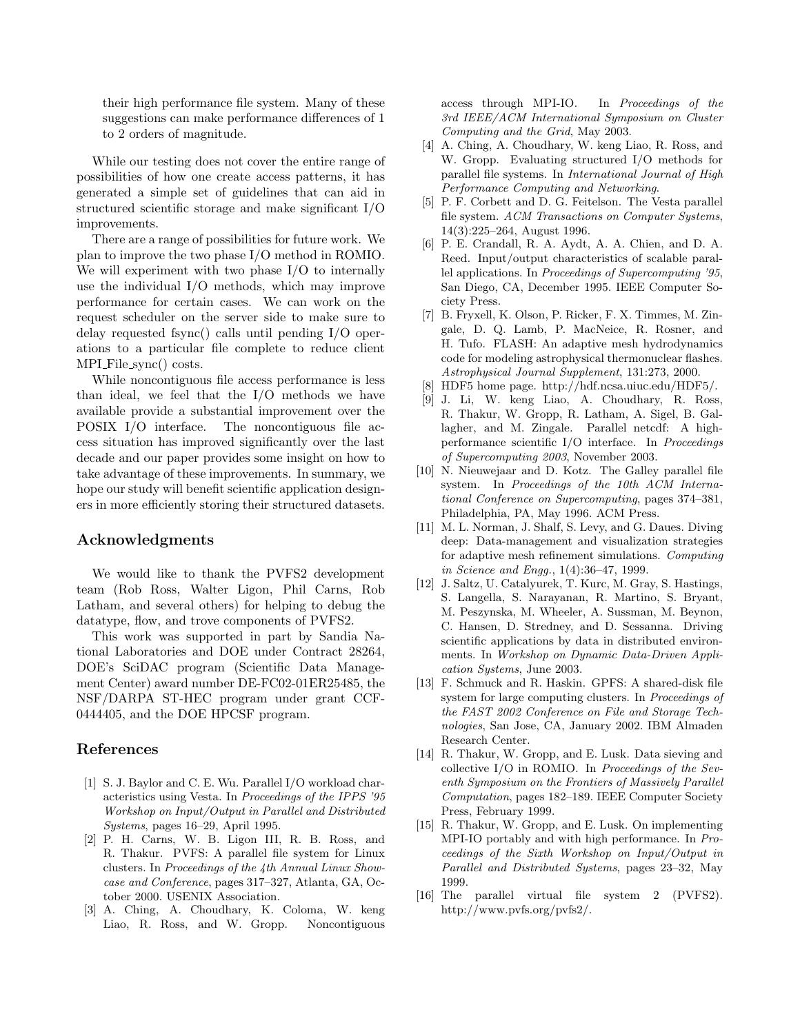their high performance file system. Many of these suggestions can make performance differences of 1 to 2 orders of magnitude.

While our testing does not cover the entire range of possibilities of how one create access patterns, it has generated a simple set of guidelines that can aid in structured scientific storage and make significant I/O improvements.

There are a range of possibilities for future work. We plan to improve the two phase I/O method in ROMIO. We will experiment with two phase I/O to internally use the individual I/O methods, which may improve performance for certain cases. We can work on the request scheduler on the server side to make sure to delay requested fsync() calls until pending I/O operations to a particular file complete to reduce client MPI_File_sync() costs.

While noncontiguous file access performance is less than ideal, we feel that the I/O methods we have available provide a substantial improvement over the POSIX I/O interface. The noncontiguous file access situation has improved significantly over the last decade and our paper provides some insight on how to take advantage of these improvements. In summary, we hope our study will benefit scientific application designers in more efficiently storing their structured datasets.

## Acknowledgments

We would like to thank the PVFS2 development team (Rob Ross, Walter Ligon, Phil Carns, Rob Latham, and several others) for helping to debug the datatype, flow, and trove components of PVFS2.

This work was supported in part by Sandia National Laboratories and DOE under Contract 28264, DOE's SciDAC program (Scientific Data Management Center) award number DE-FC02-01ER25485, the NSF/DARPA ST-HEC program under grant CCF-0444405, and the DOE HPCSF program.

## References

[1] S. J. Baylor and C. E. Wu. Parallel I/O workload characteristics using Vesta. In *Proceedings of the IPPS '95 Workshop on Input/Output in Parallel and Distributed Systems*, pages 16–29, April 1995.

[2] P. H. Carns, W. B. Ligon III, R. B. Ross, and R. Thakur. PVFS: A parallel file system for Linux clusters. In *Proceedings of the 4th Annual Linux Showcase and Conference*, pages 317–327, Atlanta, GA, October 2000. USENIX Association.

[3] A. Ching, A. Choudhary, K. Coloma, W. keng Liao, R. Ross, and W. Gropp. Noncontiguous access through MPI-IO. In *Proceedings of the 3rd IEEE/ACM International Symposium on Cluster Computing and the Grid*, May 2003.

[4] A. Ching, A. Choudhary, W. keng Liao, R. Ross, and W. Gropp. Evaluating structured I/O methods for parallel file systems. In *International Journal of High Performance Computing and Networking*.

[5] P. F. Corbett and D. G. Feitelson. The Vesta parallel file system. *ACM Transactions on Computer Systems*, 14(3):225–264, August 1996.

[6] P. E. Crandall, R. A. Aydt, A. A. Chien, and D. A. Reed. Input/output characteristics of scalable parallel applications. In *Proceedings of Supercomputing '95*, San Diego, CA, December 1995. IEEE Computer Society Press.

[7] B. Fryxell, K. Olson, P. Ricker, F. X. Timmes, M. Zingale, D. Q. Lamb, P. MacNeice, R. Rosner, and H. Tufo. FLASH: An adaptive mesh hydrodynamics code for modeling astrophysical thermonuclear flashes. *Astrophysical Journal Supplement*, 131:273, 2000.

[8] HDF5 home page. http://hdf.ncsa.uiuc.edu/HDF5/.

[9] J. Li, W. keng Liao, A. Choudhary, R. Ross, R. Thakur, W. Gropp, R. Latham, A. Sigel, B. Gallagher, and M. Zingale. Parallel netcdf: A high-performance scientific I/O interface. In *Proceedings of Supercomputing 2003*, November 2003.

[10] N. Nieuwejaar and D. Kotz. The Galley parallel file system. In *Proceedings of the 10th ACM International Conference on Supercomputing*, pages 374–381, Philadelphia, PA, May 1996. ACM Press.

[11] M. L. Norman, J. Shalf, S. Levy, and G. Daues. Diving deep: Data-management and visualization strategies for adaptive mesh refinement simulations. *Computing in Science and Engg.*, 1(4):36–47, 1999.

[12] J. Saltz, U. Catalyurek, T. Kurc, M. Gray, S. Hastings, S. Langella, S. Narayanan, R. Martino, S. Bryant, M. Peszynska, M. Wheeler, A. Sussman, M. Beynon, C. Hansen, D. Stredney, and D. Sessanna. Driving scientific applications by data in distributed environments. In *Workshop on Dynamic Data-Driven Application Systems*, June 2003.

[13] F. Schmuck and R. Haskin. GPFS: A shared-disk file system for large computing clusters. In *Proceedings of the FAST 2002 Conference on File and Storage Technologies*, San Jose, CA, January 2002. IBM Almaden Research Center.

[14] R. Thakur, W. Gropp, and E. Lusk. Data sieving and collective I/O in ROMIO. In *Proceedings of the Seventh Symposium on the Frontiers of Massively Parallel Computation*, pages 182–189. IEEE Computer Society Press, February 1999.

[15] R. Thakur, W. Gropp, and E. Lusk. On implementing MPI-IO portably and with high performance. In *Proceedings of the Sixth Workshop on Input/Output in Parallel and Distributed Systems*, pages 23–32, May 1999.

[16] The parallel virtual file system 2 (PVFS2). http://www.pvfs.org/pvfs2/.